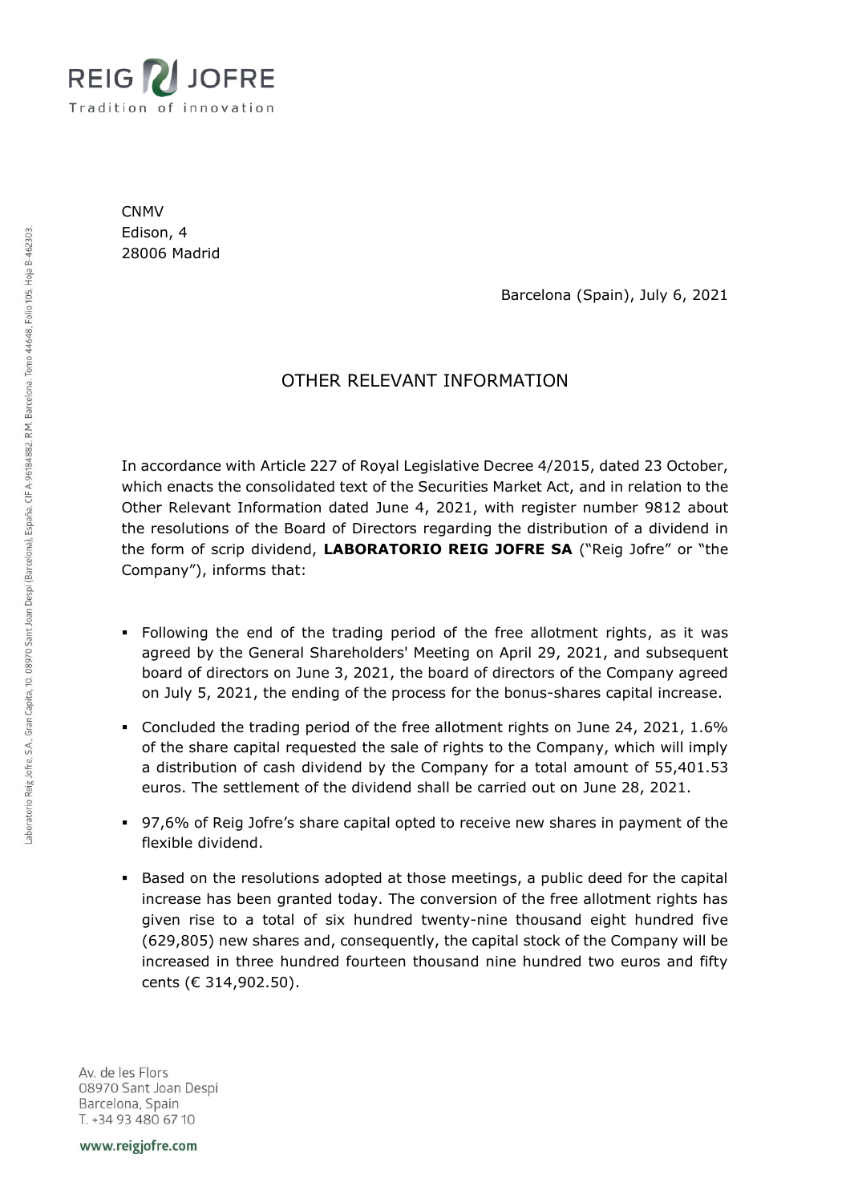CNMV
Edison, 4
28006 Madrid

Barcelona (Spain), July 6, 2021

## OTHER RELEVANT INFORMATION

In accordance with Article 227 of Royal Legislative Decree 4/2015, dated 23 October, which enacts the consolidated text of the Securities Market Act, and in relation to the Other Relevant Information dated June 4, 2021, with register number 9812 about the resolutions of the Board of Directors regarding the distribution of a dividend in the form of scrip dividend, **LABORATORIO REIG JOFRE SA** ("Reig Jofre" or "the Company"), informs that:

- Following the end of the trading period of the free allotment rights, as it was agreed by the General Shareholders' Meeting on April 29, 2021, and subsequent board of directors on June 3, 2021, the board of directors of the Company agreed on July 5, 2021, the ending of the process for the bonus-shares capital increase.
- Concluded the trading period of the free allotment rights on June 24, 2021, 1.6% of the share capital requested the sale of rights to the Company, which will imply a distribution of cash dividend by the Company for a total amount of 55,401.53 euros. The settlement of the dividend shall be carried out on June 28, 2021.
- 97,6% of Reig Jofre's share capital opted to receive new shares in payment of the flexible dividend.
- Based on the resolutions adopted at those meetings, a public deed for the capital increase has been granted today. The conversion of the free allotment rights has given rise to a total of six hundred twenty-nine thousand eight hundred five (629,805) new shares and, consequently, the capital stock of the Company will be increased in three hundred fourteen thousand nine hundred two euros and fifty cents (€ 314,902.50).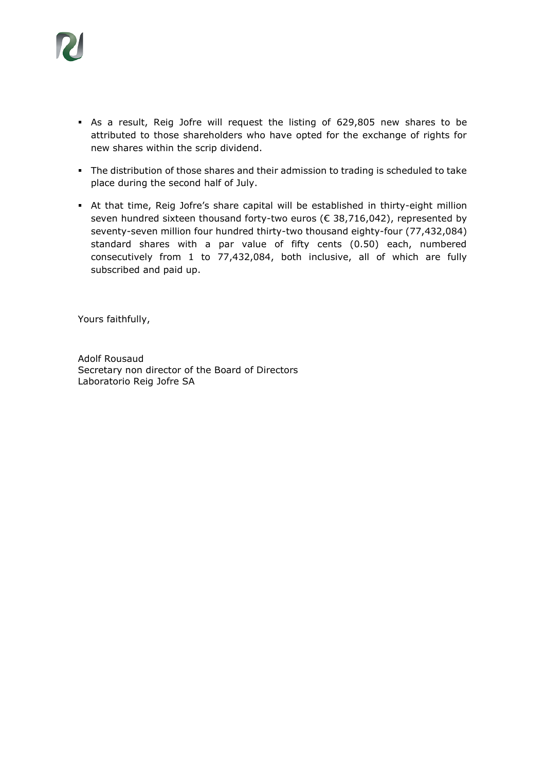- As a result, Reig Jofre will request the listing of 629,805 new shares to be attributed to those shareholders who have opted for the exchange of rights for new shares within the scrip dividend.
- The distribution of those shares and their admission to trading is scheduled to take place during the second half of July.
- At that time, Reig Jofre's share capital will be established in thirty-eight million seven hundred sixteen thousand forty-two euros (€ 38,716,042), represented by seventy-seven million four hundred thirty-two thousand eighty-four (77,432,084) standard shares with a par value of fifty cents (0.50) each, numbered consecutively from 1 to 77,432,084, both inclusive, all of which are fully subscribed and paid up.

Yours faithfully,

Adolf Rousaud
Secretary non director of the Board of Directors
Laboratorio Reig Jofre SA